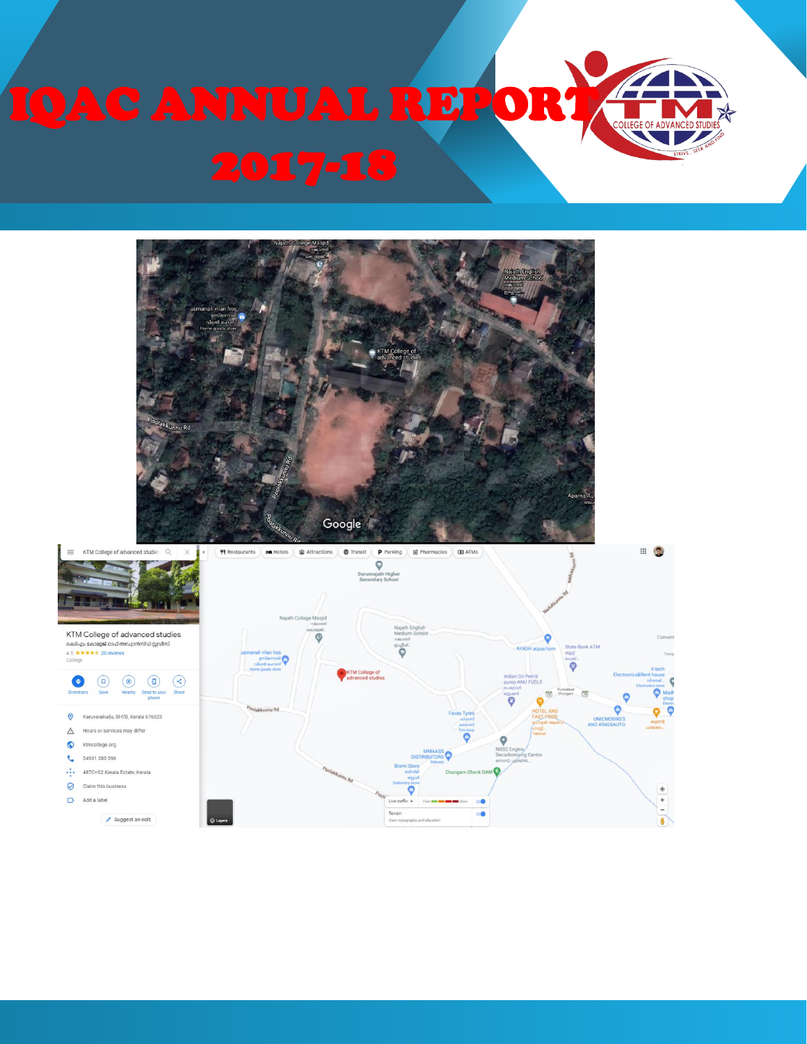# IQAC ANNUAL REPORT 2017-18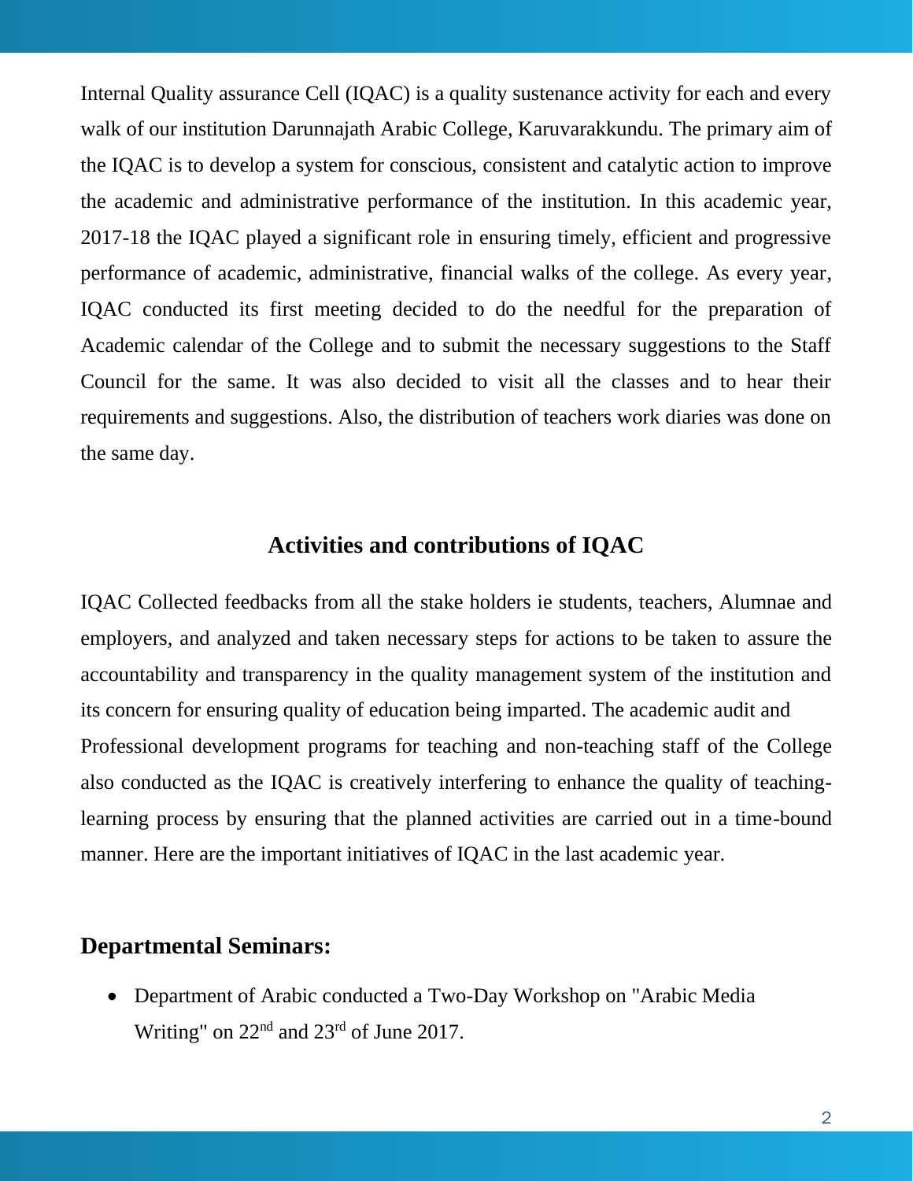Internal Quality assurance Cell (IQAC) is a quality sustenance activity for each and every walk of our institution Darunnajath Arabic College, Karuvarakkundu. The primary aim of the IQAC is to develop a system for conscious, consistent and catalytic action to improve the academic and administrative performance of the institution. In this academic year, 2017-18 the IQAC played a significant role in ensuring timely, efficient and progressive performance of academic, administrative, financial walks of the college. As every year, IQAC conducted its first meeting decided to do the needful for the preparation of Academic calendar of the College and to submit the necessary suggestions to the Staff Council for the same. It was also decided to visit all the classes and to hear their requirements and suggestions. Also, the distribution of teachers work diaries was done on the same day.

## Activities and contributions of IQAC

IQAC Collected feedbacks from all the stake holders ie students, teachers, Alumnae and employers, and analyzed and taken necessary steps for actions to be taken to assure the accountability and transparency in the quality management system of the institution and its concern for ensuring quality of education being imparted. The academic audit and Professional development programs for teaching and non-teaching staff of the College also conducted as the IQAC is creatively interfering to enhance the quality of teaching-learning process by ensuring that the planned activities are carried out in a time-bound manner. Here are the important initiatives of IQAC in the last academic year.

### Departmental Seminars:

- Department of Arabic conducted a Two-Day Workshop on "Arabic Media Writing" on 22nd and 23rd of June 2017.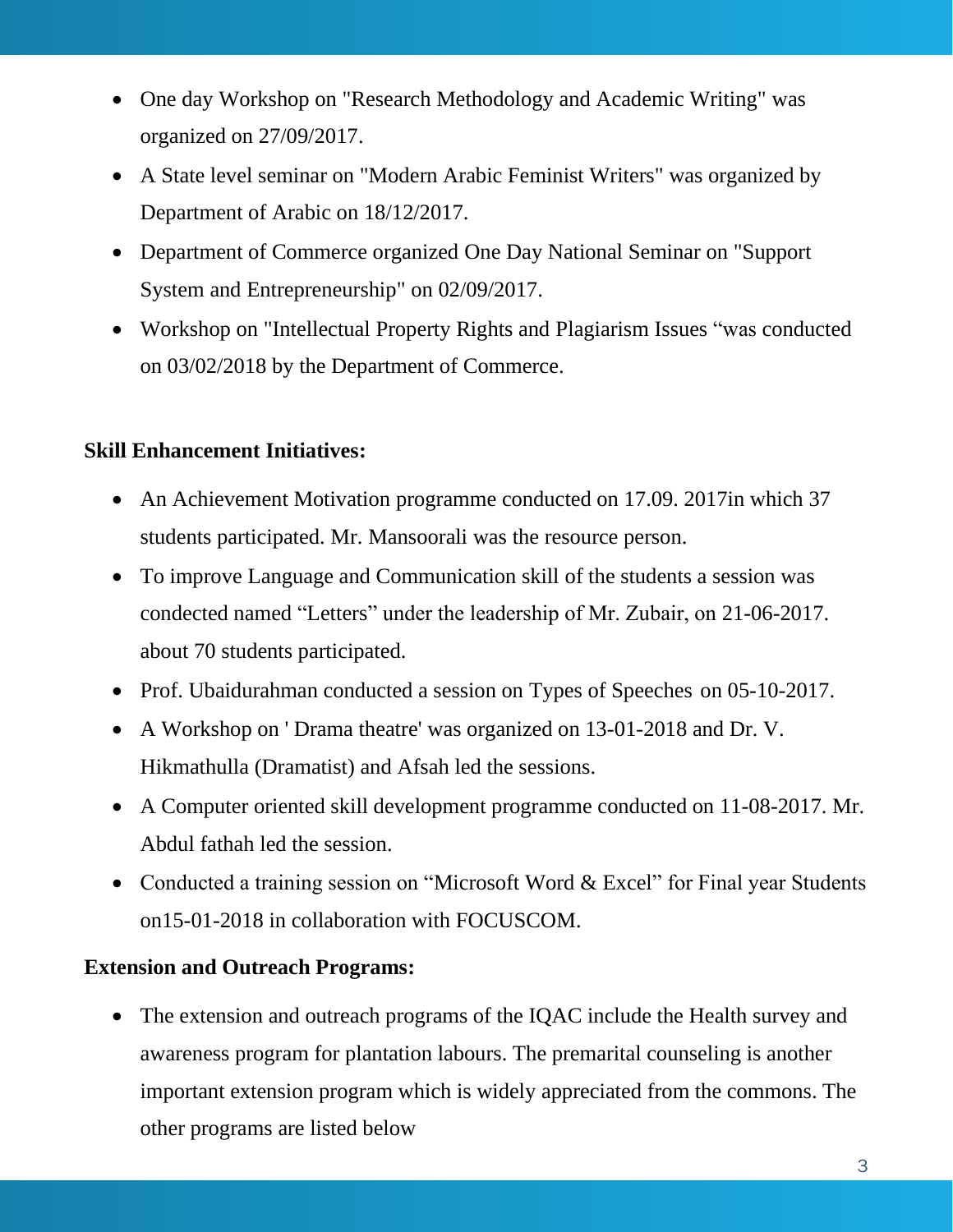- One day Workshop on "Research Methodology and Academic Writing" was organized on 27/09/2017.
- A State level seminar on "Modern Arabic Feminist Writers" was organized by Department of Arabic on 18/12/2017.
- Department of Commerce organized One Day National Seminar on "Support System and Entrepreneurship" on 02/09/2017.
- Workshop on "Intellectual Property Rights and Plagiarism Issues "was conducted on 03/02/2018 by the Department of Commerce.

**Skill Enhancement Initiatives:**

- An Achievement Motivation programme conducted on 17.09. 2017in which 37 students participated. Mr. Mansoorali was the resource person.
- To improve Language and Communication skill of the students a session was condected named "Letters" under the leadership of Mr. Zubair, on 21-06-2017. about 70 students participated.
- Prof. Ubaidurahman conducted a session on Types of Speeches on 05-10-2017.
- A Workshop on ' Drama theatre' was organized on 13-01-2018 and Dr. V. Hikmathulla (Dramatist) and Afsah led the sessions.
- A Computer oriented skill development programme conducted on 11-08-2017. Mr. Abdul fathah led the session.
- Conducted a training session on "Microsoft Word & Excel" for Final year Students on15-01-2018 in collaboration with FOCUSCOM.

**Extension and Outreach Programs:**

- The extension and outreach programs of the IQAC include the Health survey and awareness program for plantation labours. The premarital counseling is another important extension program which is widely appreciated from the commons. The other programs are listed below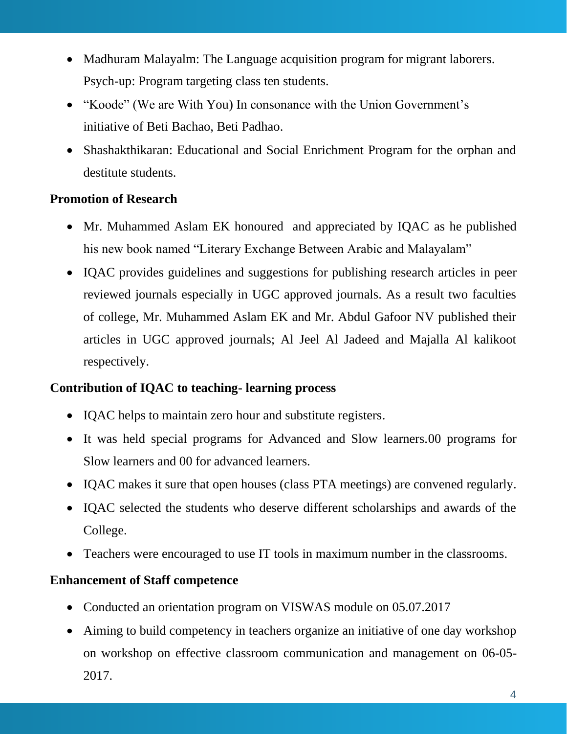- Madhuram Malayalm: The Language acquisition program for migrant laborers. Psych-up: Program targeting class ten students.
- "Koode" (We are With You) In consonance with the Union Government's initiative of Beti Bachao, Beti Padhao.
- Shashakthikaran: Educational and Social Enrichment Program for the orphan and destitute students.

**Promotion of Research**

- Mr. Muhammed Aslam EK honoured and appreciated by IQAC as he published his new book named "Literary Exchange Between Arabic and Malayalam"
- IQAC provides guidelines and suggestions for publishing research articles in peer reviewed journals especially in UGC approved journals. As a result two faculties of college, Mr. Muhammed Aslam EK and Mr. Abdul Gafoor NV published their articles in UGC approved journals; Al Jeel Al Jadeed and Majalla Al kalikoot respectively.

**Contribution of IQAC to teaching- learning process**

- IQAC helps to maintain zero hour and substitute registers.
- It was held special programs for Advanced and Slow learners.00 programs for Slow learners and 00 for advanced learners.
- IQAC makes it sure that open houses (class PTA meetings) are convened regularly.
- IQAC selected the students who deserve different scholarships and awards of the College.
- Teachers were encouraged to use IT tools in maximum number in the classrooms.

**Enhancement of Staff competence**

- Conducted an orientation program on VISWAS module on 05.07.2017
- Aiming to build competency in teachers organize an initiative of one day workshop on workshop on effective classroom communication and management on 06-05-2017.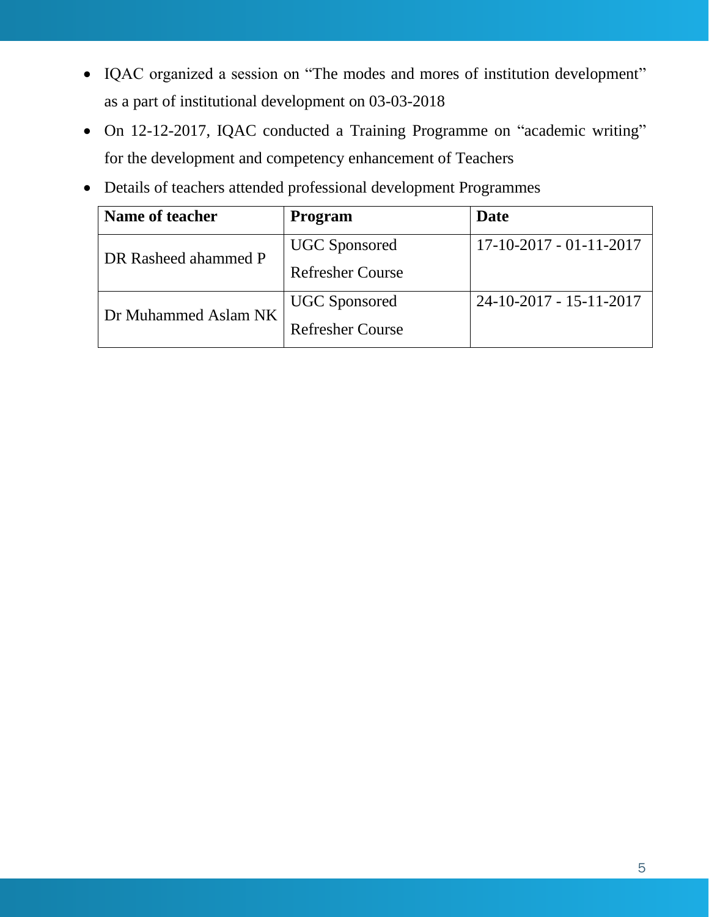- IQAC organized a session on "The modes and mores of institution development" as a part of institutional development on 03-03-2018
- On 12-12-2017, IQAC conducted a Training Programme on "academic writing" for the development and competency enhancement of Teachers
- Details of teachers attended professional development Programmes

| Name of teacher | Program | Date |
|---|---|---|
| DR Rasheed ahammed P | UGC Sponsored Refresher Course | 17-10-2017 - 01-11-2017 |
| Dr Muhammed Aslam NK | UGC Sponsored Refresher Course | 24-10-2017 - 15-11-2017 |